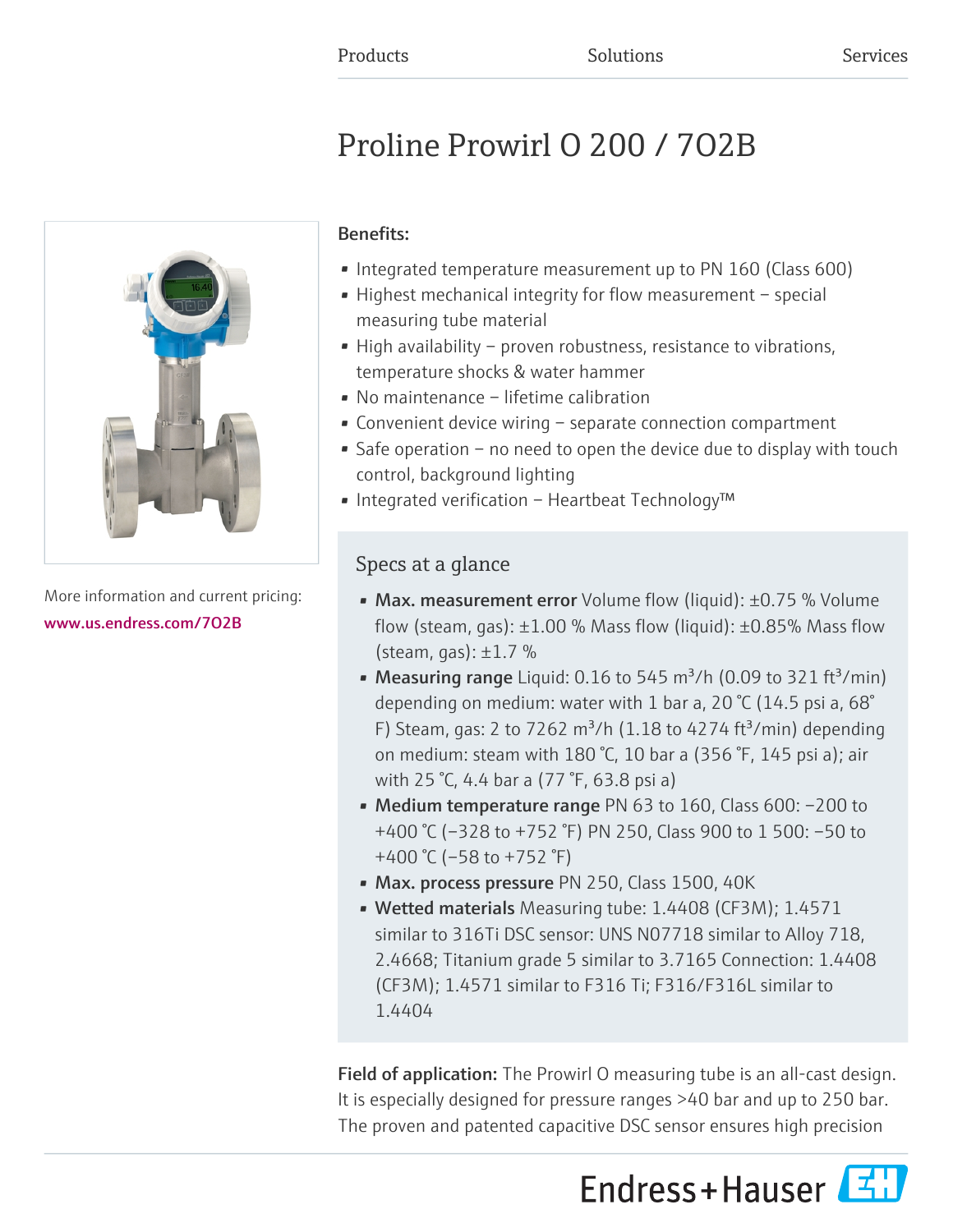Products Solutions Services

# Proline Prowirl O 200 / 7O2B

More information and current pricing:
www.us.endress.com/7O2B

**Benefits:**

- Integrated temperature measurement up to PN 160 (Class 600)
- Highest mechanical integrity for flow measurement – special measuring tube material
- High availability – proven robustness, resistance to vibrations, temperature shocks & water hammer
- No maintenance – lifetime calibration
- Convenient device wiring – separate connection compartment
- Safe operation – no need to open the device due to display with touch control, background lighting
- Integrated verification – Heartbeat Technology™

## Specs at a glance

- **Max. measurement error** Volume flow (liquid): ±0.75 % Volume flow (steam, gas): ±1.00 % Mass flow (liquid): ±0.85% Mass flow (steam, gas): ±1.7 %
- **Measuring range** Liquid: 0.16 to 545 m³/h (0.09 to 321 ft³/min) depending on medium: water with 1 bar a, 20 °C (14.5 psi a, 68° F) Steam, gas: 2 to 7262 m³/h (1.18 to 4274 ft³/min) depending on medium: steam with 180 °C, 10 bar a (356 °F, 145 psi a); air with 25 °C, 4.4 bar a (77 °F, 63.8 psi a)
- **Medium temperature range** PN 63 to 160, Class 600: −200 to +400 °C (−328 to +752 °F) PN 250, Class 900 to 1 500: −50 to +400 °C (−58 to +752 °F)
- **Max. process pressure** PN 250, Class 1500, 40K
- **Wetted materials** Measuring tube: 1.4408 (CF3M); 1.4571 similar to 316Ti DSC sensor: UNS N07718 similar to Alloy 718, 2.4668; Titanium grade 5 similar to 3.7165 Connection: 1.4408 (CF3M); 1.4571 similar to F316 Ti; F316/F316L similar to 1.4404

**Field of application:** The Prowirl O measuring tube is an all-cast design. It is especially designed for pressure ranges >40 bar and up to 250 bar. The proven and patented capacitive DSC sensor ensures high precision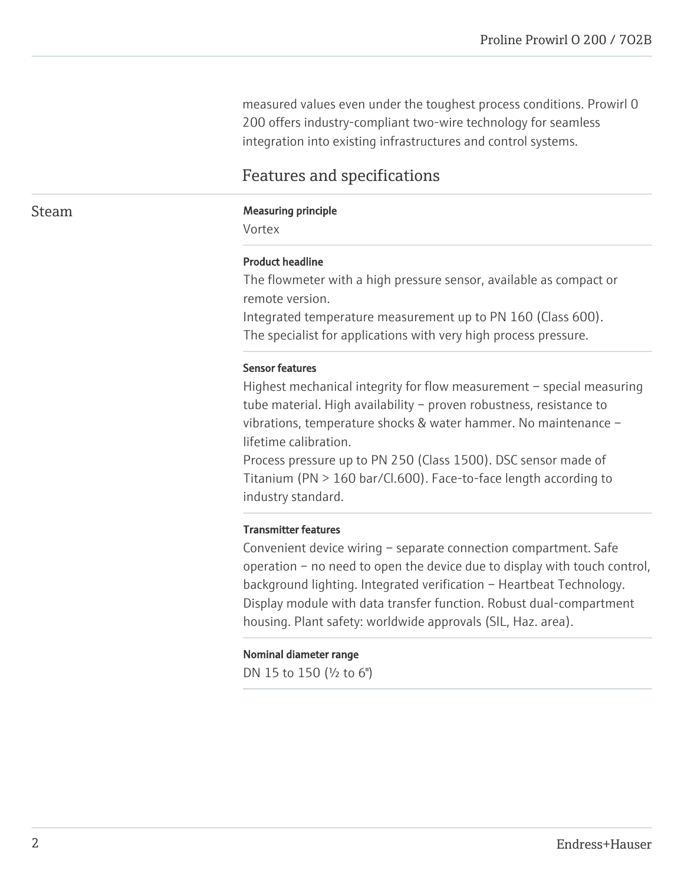measured values even under the toughest process conditions. Prowirl O 200 offers industry-compliant two-wire technology for seamless integration into existing infrastructures and control systems.

## Features and specifications

### Steam

**Measuring principle**

Vortex

**Product headline**

The flowmeter with a high pressure sensor, available as compact or remote version.
Integrated temperature measurement up to PN 160 (Class 600).
The specialist for applications with very high process pressure.

**Sensor features**

Highest mechanical integrity for flow measurement – special measuring tube material. High availability – proven robustness, resistance to vibrations, temperature shocks & water hammer. No maintenance – lifetime calibration.
Process pressure up to PN 250 (Class 1500). DSC sensor made of Titanium (PN > 160 bar/Cl.600). Face-to-face length according to industry standard.

**Transmitter features**

Convenient device wiring – separate connection compartment. Safe operation – no need to open the device due to display with touch control, background lighting. Integrated verification – Heartbeat Technology. Display module with data transfer function. Robust dual-compartment housing. Plant safety: worldwide approvals (SIL, Haz. area).

**Nominal diameter range**

DN 15 to 150 (½ to 6")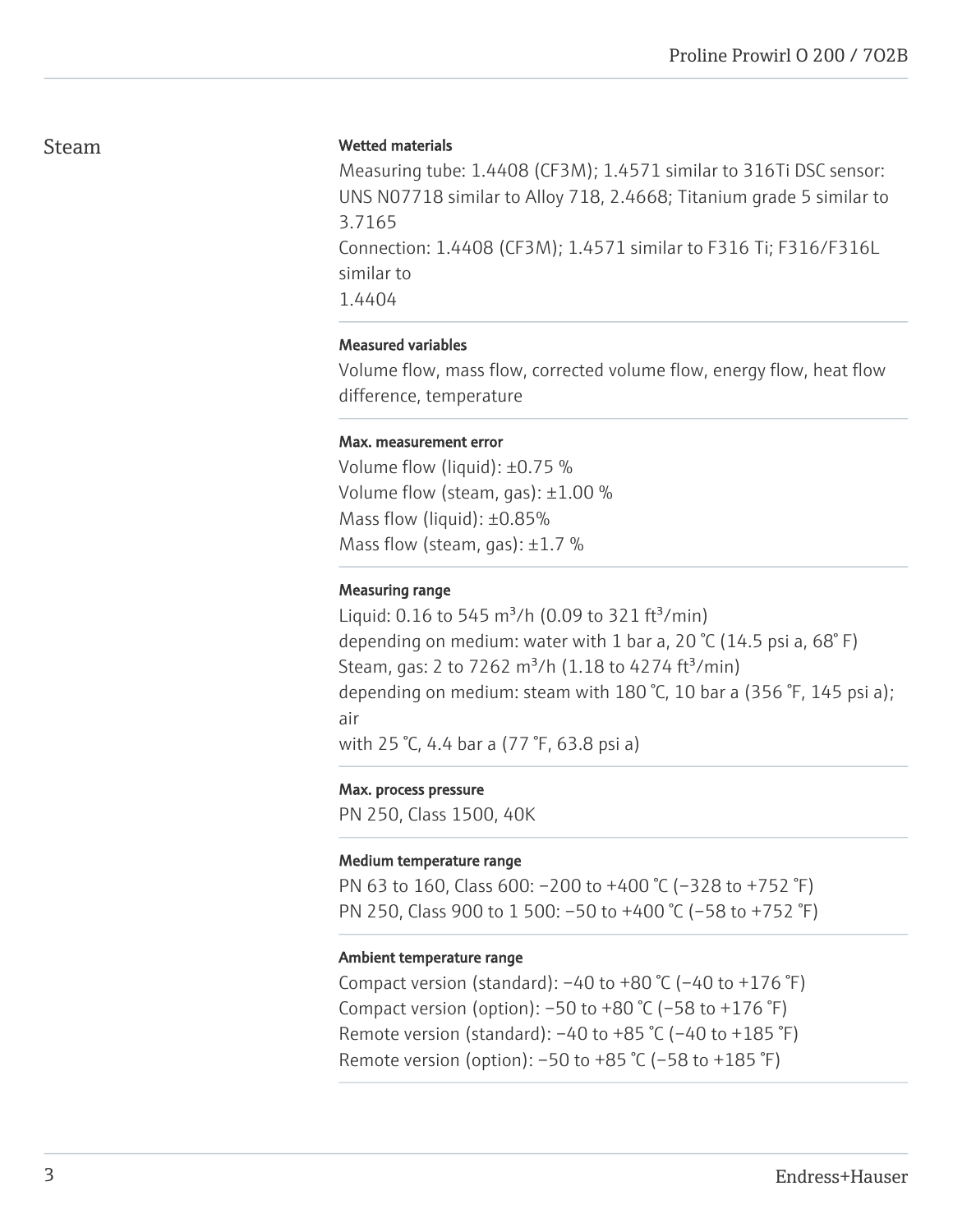# Steam

#### Wetted materials

Measuring tube: 1.4408 (CF3M); 1.4571 similar to 316Ti DSC sensor: UNS N07718 similar to Alloy 718, 2.4668; Titanium grade 5 similar to 3.7165
Connection: 1.4408 (CF3M); 1.4571 similar to F316 Ti; F316/F316L similar to
1.4404

#### Measured variables

Volume flow, mass flow, corrected volume flow, energy flow, heat flow difference, temperature

#### Max. measurement error

Volume flow (liquid): ±0.75 %
Volume flow (steam, gas): ±1.00 %
Mass flow (liquid): ±0.85%
Mass flow (steam, gas): ±1.7 %

#### Measuring range

Liquid: 0.16 to 545 m³/h (0.09 to 321 ft³/min)
depending on medium: water with 1 bar a, 20 °C (14.5 psi a, 68° F)
Steam, gas: 2 to 7262 m³/h (1.18 to 4274 ft³/min)
depending on medium: steam with 180 °C, 10 bar a (356 °F, 145 psi a); air
with 25 °C, 4.4 bar a (77 °F, 63.8 psi a)

#### Max. process pressure

PN 250, Class 1500, 40K

#### Medium temperature range

PN 63 to 160, Class 600: −200 to +400 °C (−328 to +752 °F)
PN 250, Class 900 to 1 500: −50 to +400 °C (−58 to +752 °F)

#### Ambient temperature range

Compact version (standard): −40 to +80 °C (−40 to +176 °F)
Compact version (option): −50 to +80 °C (−58 to +176 °F)
Remote version (standard): −40 to +85 °C (−40 to +185 °F)
Remote version (option): −50 to +85 °C (−58 to +185 °F)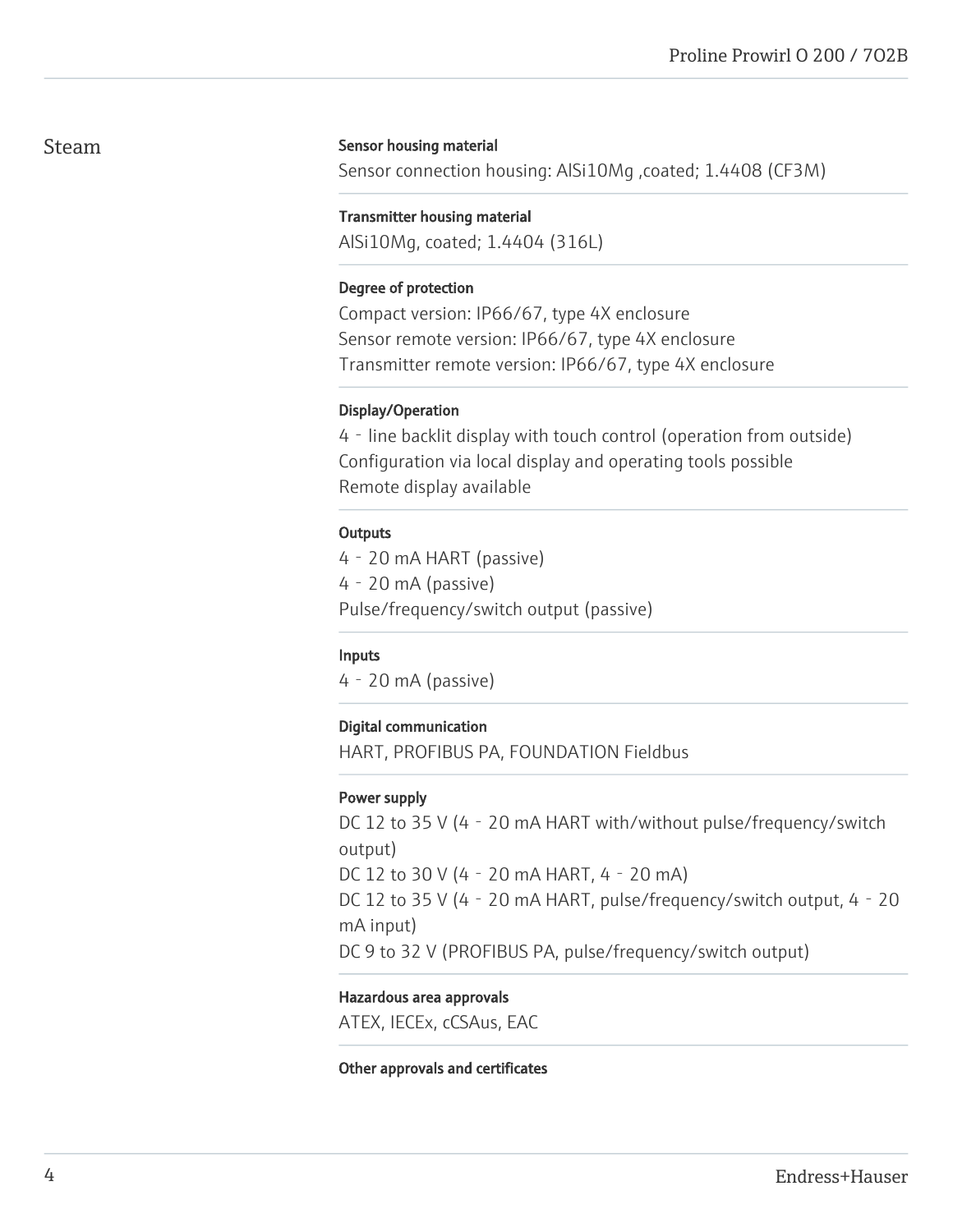## Steam

**Sensor housing material**

Sensor connection housing: AlSi10Mg ,coated; 1.4408 (CF3M)

**Transmitter housing material**

AlSi10Mg, coated; 1.4404 (316L)

**Degree of protection**

Compact version: IP66/67, type 4X enclosure
Sensor remote version: IP66/67, type 4X enclosure
Transmitter remote version: IP66/67, type 4X enclosure

**Display/Operation**

4 - line backlit display with touch control (operation from outside)
Configuration via local display and operating tools possible
Remote display available

**Outputs**

4 - 20 mA HART (passive)
4 - 20 mA (passive)
Pulse/frequency/switch output (passive)

**Inputs**

4 - 20 mA (passive)

**Digital communication**

HART, PROFIBUS PA, FOUNDATION Fieldbus

**Power supply**

DC 12 to 35 V (4 - 20 mA HART with/without pulse/frequency/switch output)
DC 12 to 30 V (4 - 20 mA HART, 4 - 20 mA)
DC 12 to 35 V (4 - 20 mA HART, pulse/frequency/switch output, 4 - 20 mA input)
DC 9 to 32 V (PROFIBUS PA, pulse/frequency/switch output)

**Hazardous area approvals**

ATEX, IECEx, cCSAus, EAC

**Other approvals and certificates**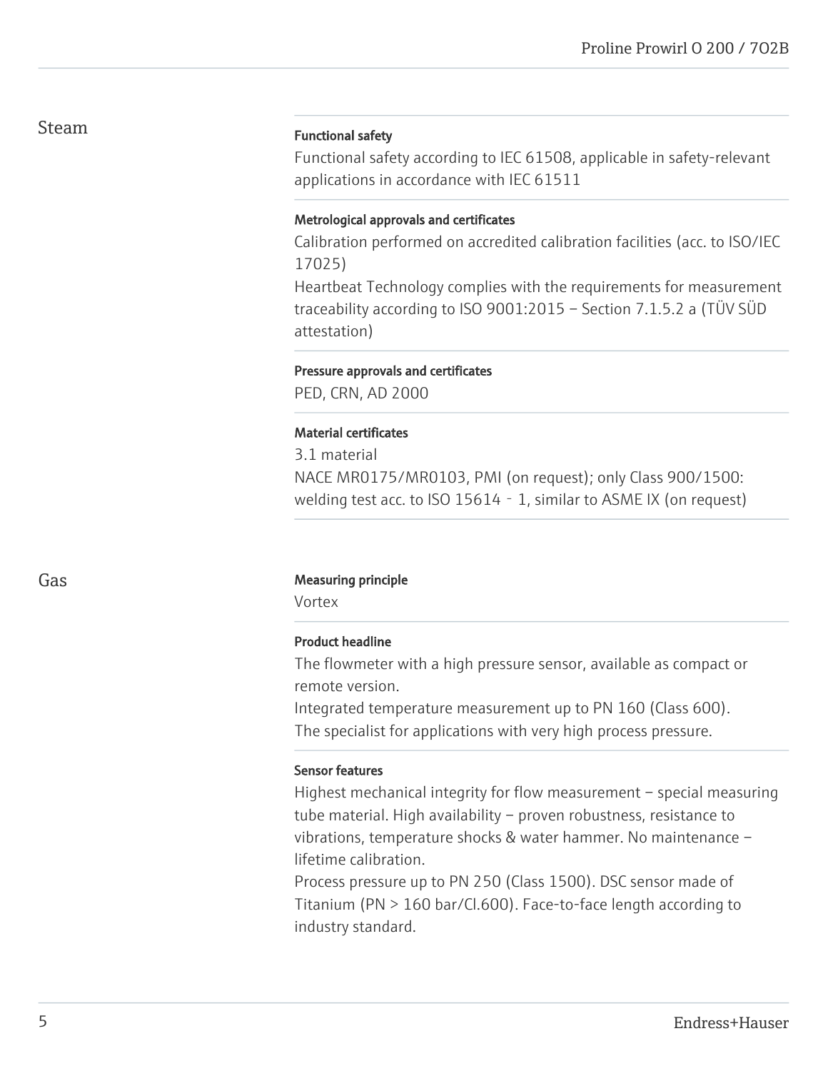## Steam

#### Functional safety

Functional safety according to IEC 61508, applicable in safety-relevant applications in accordance with IEC 61511

#### Metrological approvals and certificates

Calibration performed on accredited calibration facilities (acc. to ISO/IEC 17025)
Heartbeat Technology complies with the requirements for measurement traceability according to ISO 9001:2015 – Section 7.1.5.2 a (TÜV SÜD attestation)

#### Pressure approvals and certificates

PED, CRN, AD 2000

#### Material certificates

3.1 material
NACE MR0175/MR0103, PMI (on request); only Class 900/1500: welding test acc. to ISO 15614 ‑ 1, similar to ASME IX (on request)

## Gas

#### Measuring principle

Vortex

#### Product headline

The flowmeter with a high pressure sensor, available as compact or remote version.
Integrated temperature measurement up to PN 160 (Class 600).
The specialist for applications with very high process pressure.

#### Sensor features

Highest mechanical integrity for flow measurement – special measuring tube material. High availability – proven robustness, resistance to vibrations, temperature shocks & water hammer. No maintenance – lifetime calibration.
Process pressure up to PN 250 (Class 1500). DSC sensor made of Titanium (PN > 160 bar/Cl.600). Face-to-face length according to industry standard.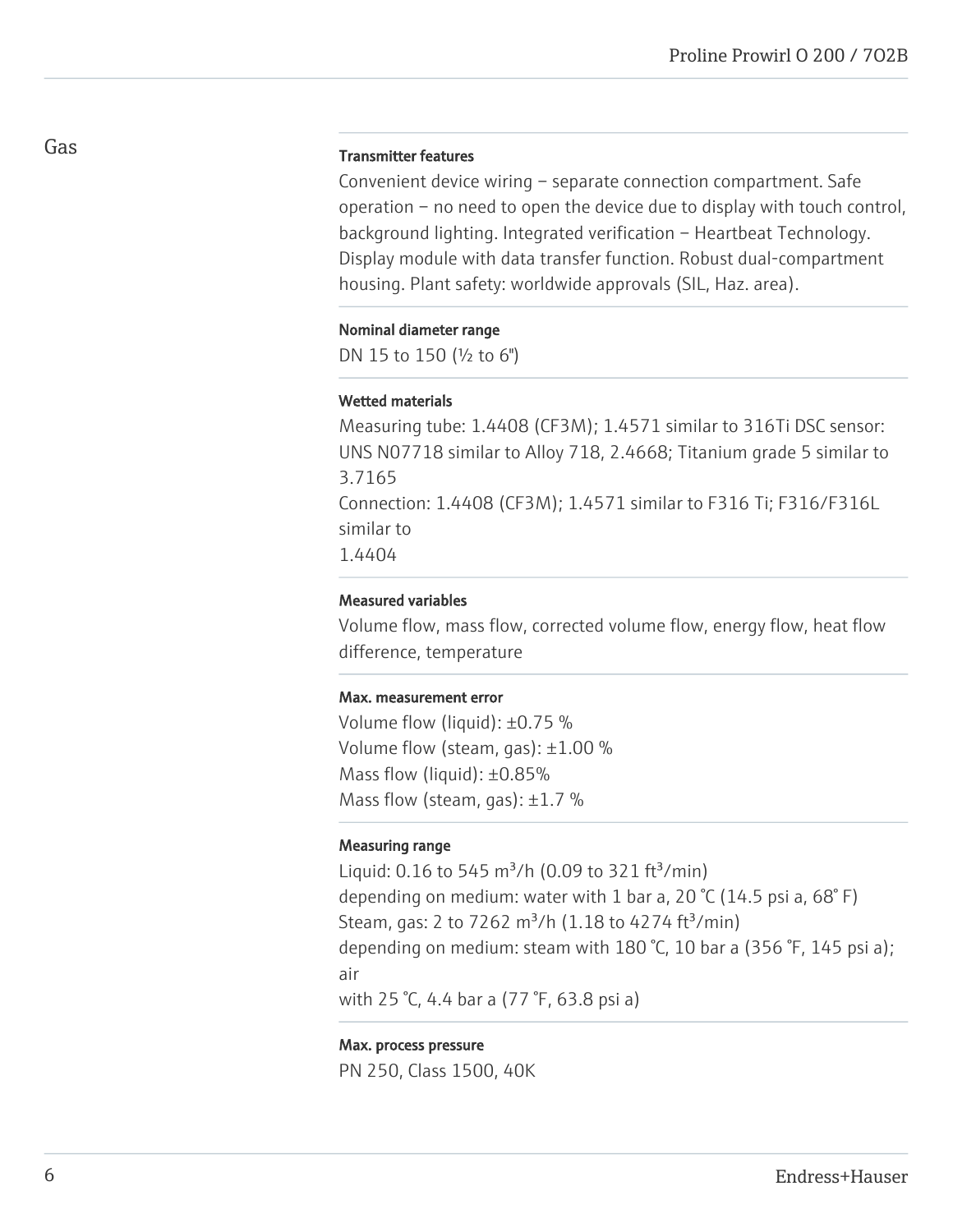## Gas

**Transmitter features**

Convenient device wiring – separate connection compartment. Safe operation – no need to open the device due to display with touch control, background lighting. Integrated verification – Heartbeat Technology. Display module with data transfer function. Robust dual-compartment housing. Plant safety: worldwide approvals (SIL, Haz. area).

**Nominal diameter range**

DN 15 to 150 (½ to 6")

**Wetted materials**

Measuring tube: 1.4408 (CF3M); 1.4571 similar to 316Ti DSC sensor: UNS N07718 similar to Alloy 718, 2.4668; Titanium grade 5 similar to 3.7165
Connection: 1.4408 (CF3M); 1.4571 similar to F316 Ti; F316/F316L similar to
1.4404

**Measured variables**

Volume flow, mass flow, corrected volume flow, energy flow, heat flow difference, temperature

**Max. measurement error**

Volume flow (liquid): ±0.75 %
Volume flow (steam, gas): ±1.00 %
Mass flow (liquid): ±0.85%
Mass flow (steam, gas): ±1.7 %

**Measuring range**

Liquid: 0.16 to 545 m³/h (0.09 to 321 ft³/min)
depending on medium: water with 1 bar a, 20 °C (14.5 psi a, 68° F)
Steam, gas: 2 to 7262 m³/h (1.18 to 4274 ft³/min)
depending on medium: steam with 180 °C, 10 bar a (356 °F, 145 psi a); air
with 25 °C, 4.4 bar a (77 °F, 63.8 psi a)

**Max. process pressure**

PN 250, Class 1500, 40K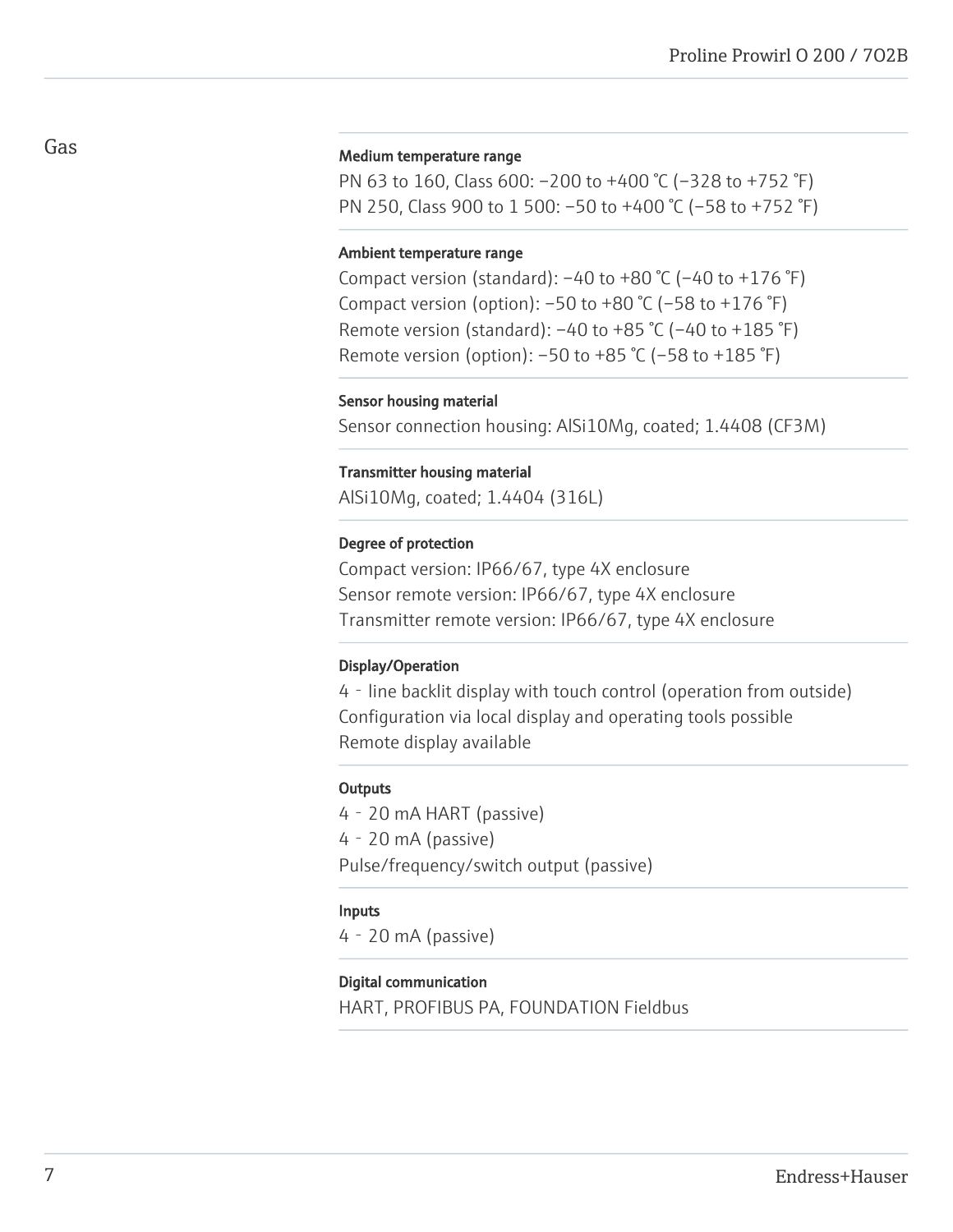## Gas

#### Medium temperature range

PN 63 to 160, Class 600: −200 to +400 °C (−328 to +752 °F)
PN 250, Class 900 to 1 500: −50 to +400 °C (−58 to +752 °F)

#### Ambient temperature range

Compact version (standard): −40 to +80 °C (−40 to +176 °F)
Compact version (option): −50 to +80 °C (−58 to +176 °F)
Remote version (standard): −40 to +85 °C (−40 to +185 °F)
Remote version (option): −50 to +85 °C (−58 to +185 °F)

#### Sensor housing material

Sensor connection housing: AlSi10Mg, coated; 1.4408 (CF3M)

#### Transmitter housing material

AlSi10Mg, coated; 1.4404 (316L)

#### Degree of protection

Compact version: IP66/67, type 4X enclosure
Sensor remote version: IP66/67, type 4X enclosure
Transmitter remote version: IP66/67, type 4X enclosure

#### Display/Operation

4 ‑ line backlit display with touch control (operation from outside)
Configuration via local display and operating tools possible
Remote display available

#### Outputs

4 ‑ 20 mA HART (passive)
4 ‑ 20 mA (passive)
Pulse/frequency/switch output (passive)

#### Inputs

4 ‑ 20 mA (passive)

#### Digital communication

HART, PROFIBUS PA, FOUNDATION Fieldbus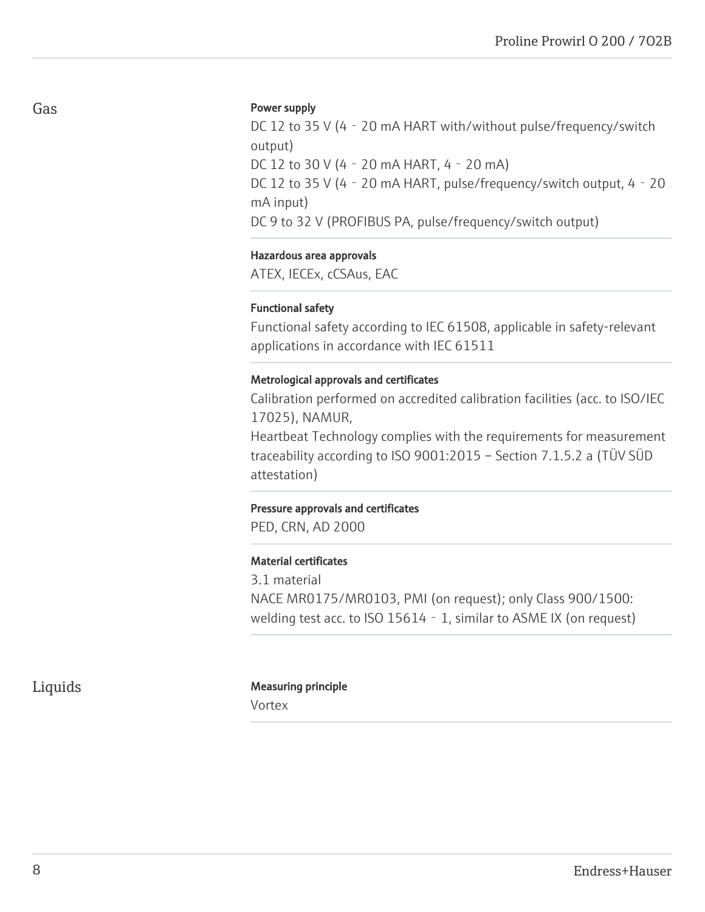## Gas

**Power supply**

DC 12 to 35 V (4 - 20 mA HART with/without pulse/frequency/switch output)
DC 12 to 30 V (4 - 20 mA HART, 4 - 20 mA)
DC 12 to 35 V (4 - 20 mA HART, pulse/frequency/switch output, 4 - 20 mA input)
DC 9 to 32 V (PROFIBUS PA, pulse/frequency/switch output)

**Hazardous area approvals**

ATEX, IECEx, cCSAus, EAC

**Functional safety**

Functional safety according to IEC 61508, applicable in safety-relevant applications in accordance with IEC 61511

**Metrological approvals and certificates**

Calibration performed on accredited calibration facilities (acc. to ISO/IEC 17025), NAMUR,
Heartbeat Technology complies with the requirements for measurement traceability according to ISO 9001:2015 – Section 7.1.5.2 a (TÜV SÜD attestation)

**Pressure approvals and certificates**

PED, CRN, AD 2000

**Material certificates**

3.1 material
NACE MR0175/MR0103, PMI (on request); only Class 900/1500: welding test acc. to ISO 15614 - 1, similar to ASME IX (on request)

## Liquids

**Measuring principle**

Vortex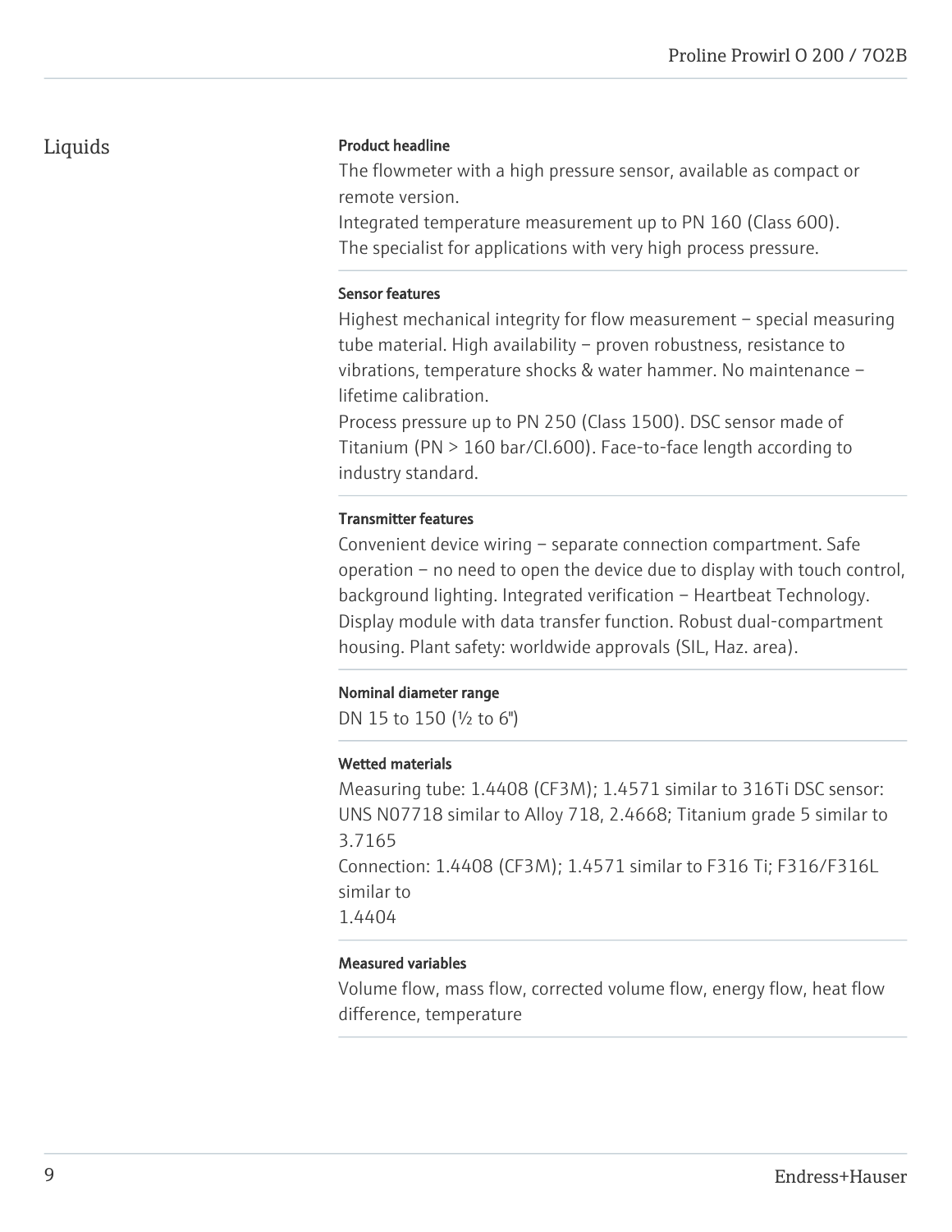## Liquids

**Product headline**

The flowmeter with a high pressure sensor, available as compact or remote version.
Integrated temperature measurement up to PN 160 (Class 600).
The specialist for applications with very high process pressure.

**Sensor features**

Highest mechanical integrity for flow measurement – special measuring tube material. High availability – proven robustness, resistance to vibrations, temperature shocks & water hammer. No maintenance – lifetime calibration.
Process pressure up to PN 250 (Class 1500). DSC sensor made of Titanium (PN > 160 bar/Cl.600). Face-to-face length according to industry standard.

**Transmitter features**

Convenient device wiring – separate connection compartment. Safe operation – no need to open the device due to display with touch control, background lighting. Integrated verification – Heartbeat Technology. Display module with data transfer function. Robust dual-compartment housing. Plant safety: worldwide approvals (SIL, Haz. area).

**Nominal diameter range**

DN 15 to 150 (½ to 6")

**Wetted materials**

Measuring tube: 1.4408 (CF3M); 1.4571 similar to 316Ti DSC sensor: UNS N07718 similar to Alloy 718, 2.4668; Titanium grade 5 similar to 3.7165
Connection: 1.4408 (CF3M); 1.4571 similar to F316 Ti; F316/F316L similar to
1.4404

**Measured variables**

Volume flow, mass flow, corrected volume flow, energy flow, heat flow difference, temperature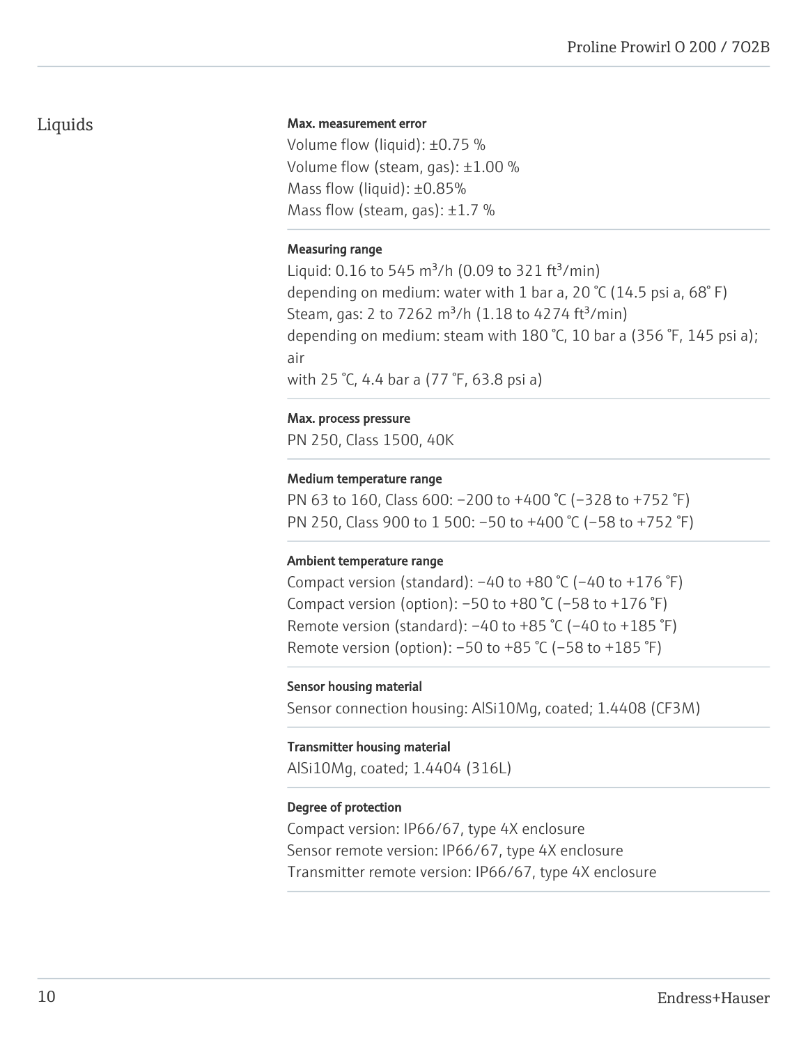## Liquids

**Max. measurement error**

Volume flow (liquid): ±0.75 %
Volume flow (steam, gas): ±1.00 %
Mass flow (liquid): ±0.85%
Mass flow (steam, gas): ±1.7 %

**Measuring range**

Liquid: 0.16 to 545 m³/h (0.09 to 321 ft³/min)
depending on medium: water with 1 bar a, 20 °C (14.5 psi a, 68° F)
Steam, gas: 2 to 7262 m³/h (1.18 to 4274 ft³/min)
depending on medium: steam with 180 °C, 10 bar a (356 °F, 145 psi a); air
with 25 °C, 4.4 bar a (77 °F, 63.8 psi a)

**Max. process pressure**

PN 250, Class 1500, 40K

**Medium temperature range**

PN 63 to 160, Class 600: −200 to +400 °C (−328 to +752 °F)
PN 250, Class 900 to 1 500: −50 to +400 °C (−58 to +752 °F)

**Ambient temperature range**

Compact version (standard): −40 to +80 °C (−40 to +176 °F)
Compact version (option): −50 to +80 °C (−58 to +176 °F)
Remote version (standard): −40 to +85 °C (−40 to +185 °F)
Remote version (option): −50 to +85 °C (−58 to +185 °F)

**Sensor housing material**

Sensor connection housing: AlSi10Mg, coated; 1.4408 (CF3M)

**Transmitter housing material**

AlSi10Mg, coated; 1.4404 (316L)

**Degree of protection**

Compact version: IP66/67, type 4X enclosure
Sensor remote version: IP66/67, type 4X enclosure
Transmitter remote version: IP66/67, type 4X enclosure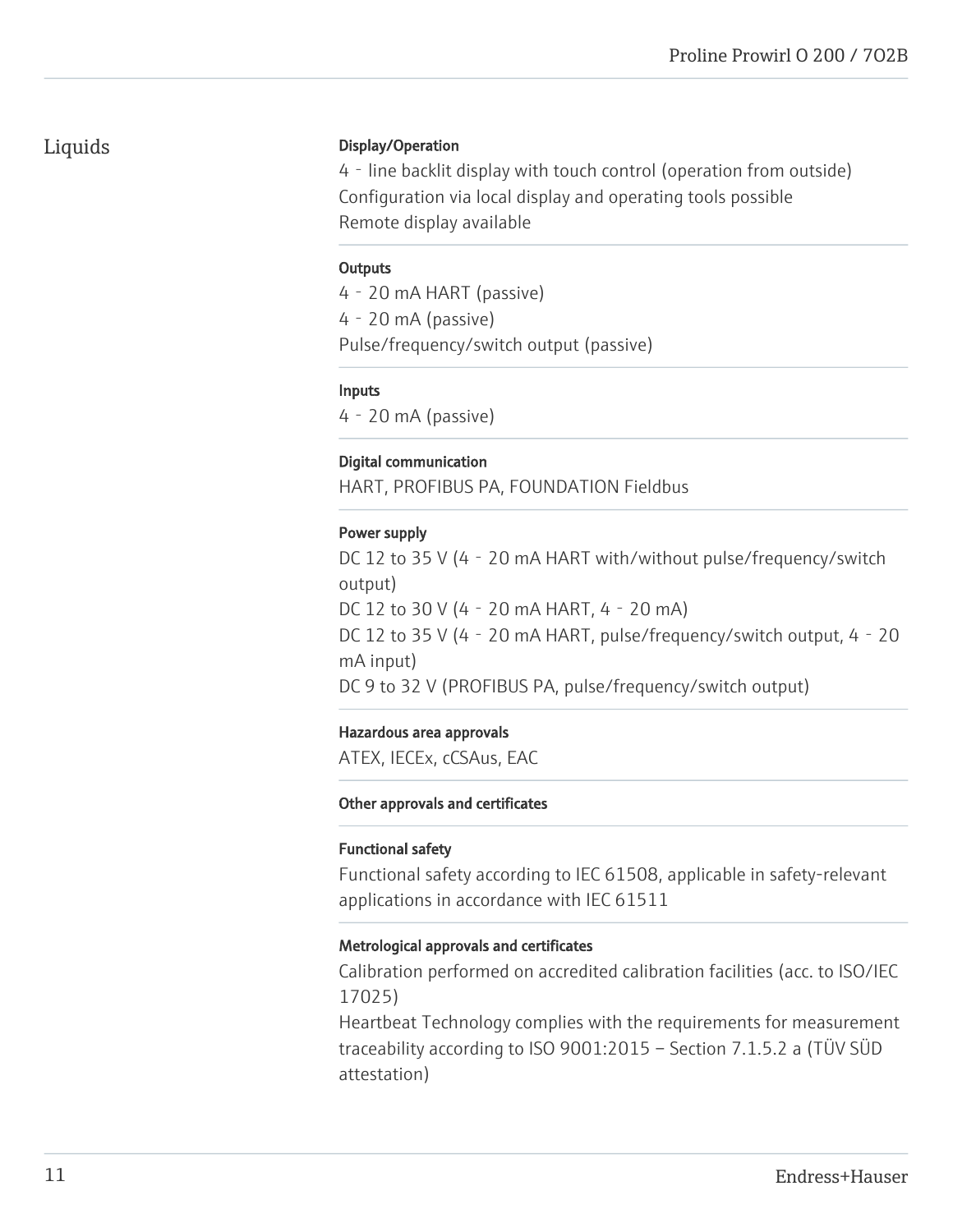## Liquids

#### Display/Operation

4 ‐ line backlit display with touch control (operation from outside)
Configuration via local display and operating tools possible
Remote display available

#### Outputs

4 ‐ 20 mA HART (passive)
4 ‐ 20 mA (passive)
Pulse/frequency/switch output (passive)

#### Inputs

4 ‐ 20 mA (passive)

#### Digital communication

HART, PROFIBUS PA, FOUNDATION Fieldbus

#### Power supply

DC 12 to 35 V (4 ‐ 20 mA HART with/without pulse/frequency/switch output)
DC 12 to 30 V (4 ‐ 20 mA HART, 4 ‐ 20 mA)
DC 12 to 35 V (4 ‐ 20 mA HART, pulse/frequency/switch output, 4 ‐ 20 mA input)
DC 9 to 32 V (PROFIBUS PA, pulse/frequency/switch output)

#### Hazardous area approvals

ATEX, IECEx, cCSAus, EAC

#### Other approvals and certificates

#### Functional safety

Functional safety according to IEC 61508, applicable in safety-relevant applications in accordance with IEC 61511

#### Metrological approvals and certificates

Calibration performed on accredited calibration facilities (acc. to ISO/IEC 17025)
Heartbeat Technology complies with the requirements for measurement traceability according to ISO 9001:2015 – Section 7.1.5.2 a (TÜV SÜD attestation)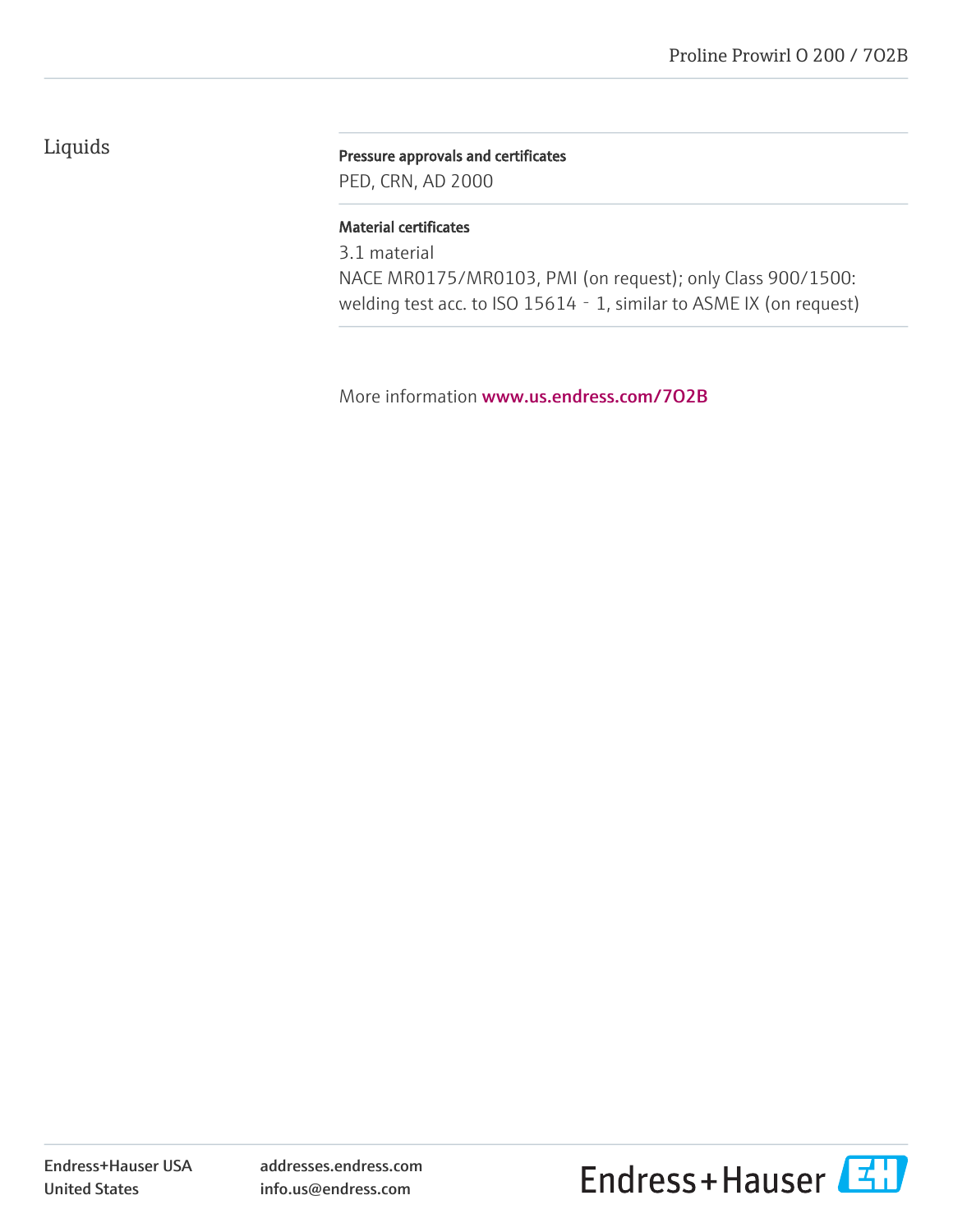## Liquids

**Pressure approvals and certificates**

PED, CRN, AD 2000

**Material certificates**

3.1 material
NACE MR0175/MR0103, PMI (on request); only Class 900/1500: welding test acc. to ISO 15614 - 1, similar to ASME IX (on request)

More information www.us.endress.com/7O2B

Endress+Hauser USA
United States

addresses.endress.com
info.us@endress.com